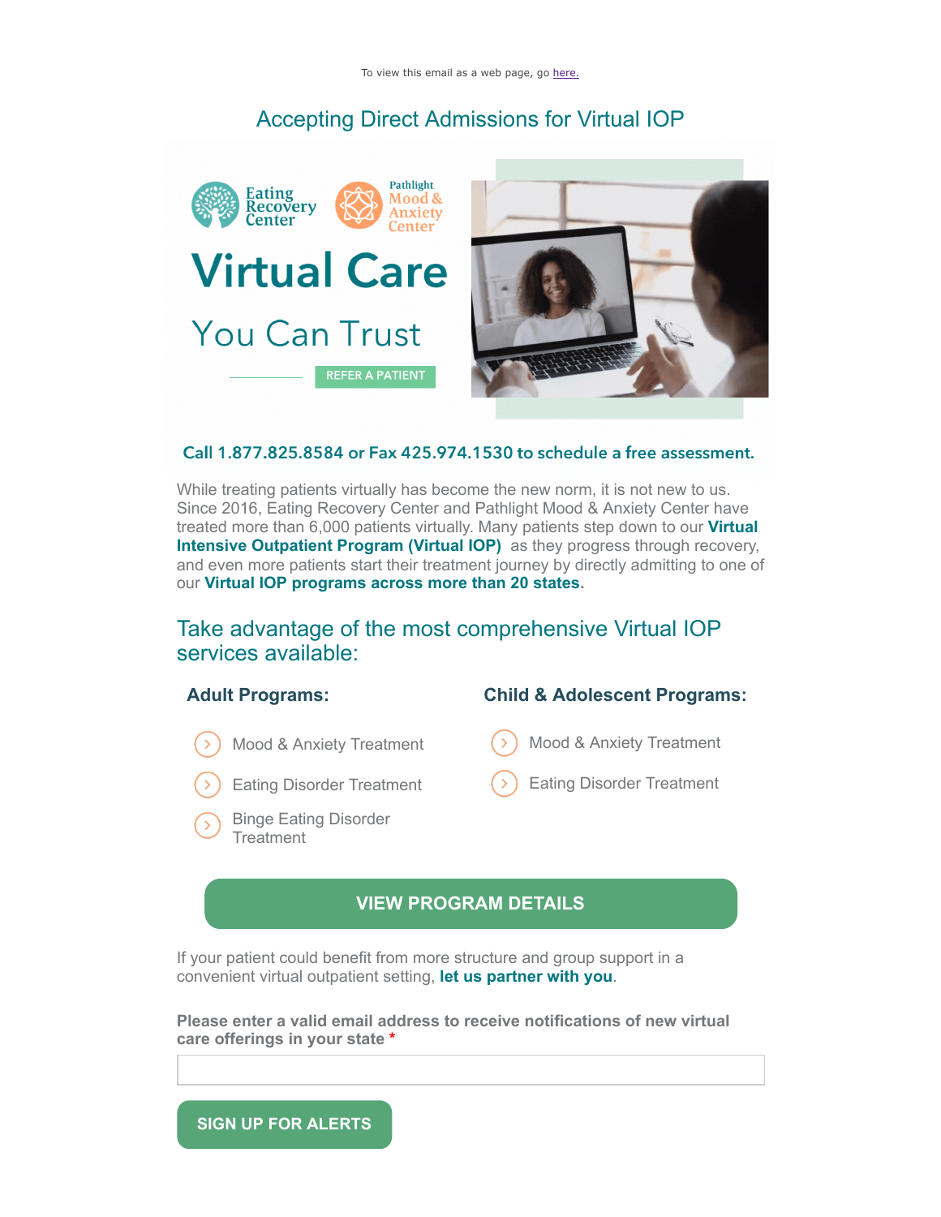To view this email as a web page, go here.

## Accepting Direct Admissions for Virtual IOP

Eating Recovery Center

Pathlight Mood & Anxiety Center

# Virtual Care

## You Can Trust

REFER A PATIENT

**Call 1.877.825.8584 or Fax 425.974.1530 to schedule a free assessment.**

While treating patients virtually has become the new norm, it is not new to us. Since 2016, Eating Recovery Center and Pathlight Mood & Anxiety Center have treated more than 6,000 patients virtually. Many patients step down to our **Virtual Intensive Outpatient Program (Virtual IOP)** as they progress through recovery, and even more patients start their treatment journey by directly admitting to one of our **Virtual IOP programs across more than 20 states.**

## Take advantage of the most comprehensive Virtual IOP services available:

### Adult Programs:

- Mood & Anxiety Treatment
- Eating Disorder Treatment
- Binge Eating Disorder Treatment

### Child & Adolescent Programs:

- Mood & Anxiety Treatment
- Eating Disorder Treatment

**VIEW PROGRAM DETAILS**

If your patient could benefit from more structure and group support in a convenient virtual outpatient setting, **let us partner with you**.

**Please enter a valid email address to receive notifications of new virtual care offerings in your state** *

**SIGN UP FOR ALERTS**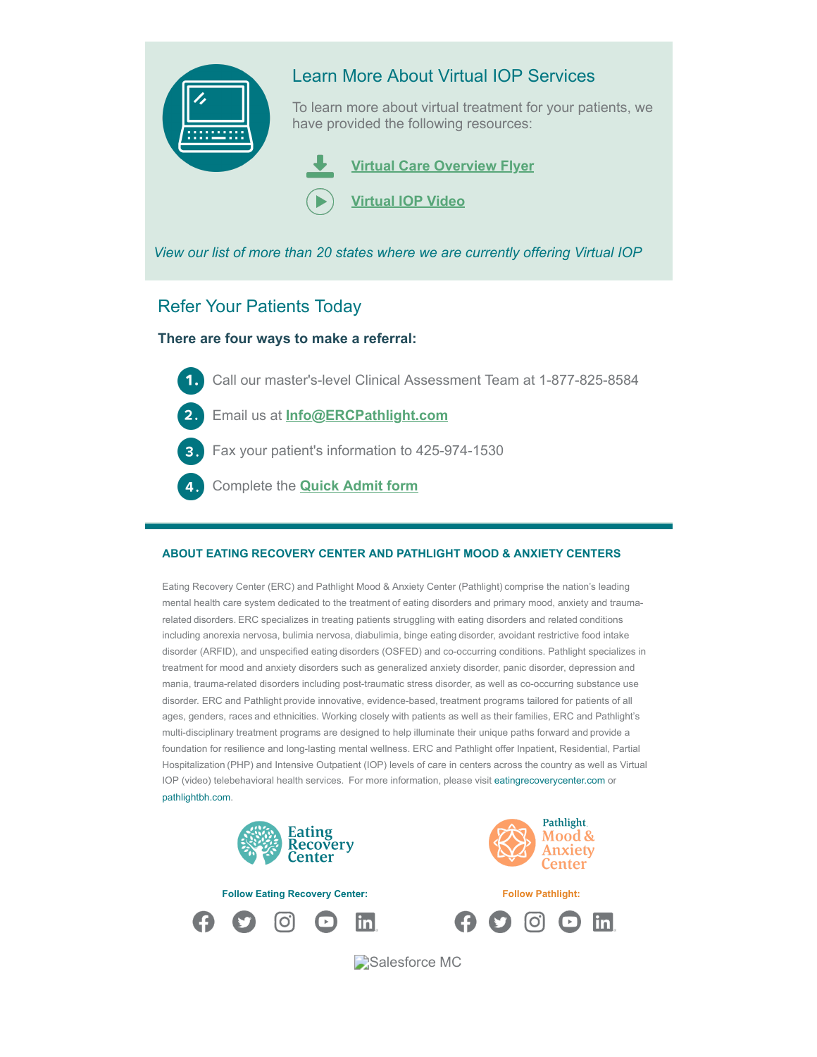## Learn More About Virtual IOP Services

To learn more about virtual treatment for your patients, we have provided the following resources:

- **Virtual Care Overview Flyer**
- **Virtual IOP Video**

*View our list of more than 20 states where we are currently offering Virtual IOP*

## Refer Your Patients Today

**There are four ways to make a referral:**

1. Call our master's-level Clinical Assessment Team at 1-877-825-8584
2. Email us at **Info@ERCPathlight.com**
3. Fax your patient's information to 425-974-1530
4. Complete the **Quick Admit form**

---

### ABOUT EATING RECOVERY CENTER AND PATHLIGHT MOOD & ANXIETY CENTERS

Eating Recovery Center (ERC) and Pathlight Mood & Anxiety Center (Pathlight) comprise the nation's leading mental health care system dedicated to the treatment of eating disorders and primary mood, anxiety and trauma-related disorders. ERC specializes in treating patients struggling with eating disorders and related conditions including anorexia nervosa, bulimia nervosa, diabulimia, binge eating disorder, avoidant restrictive food intake disorder (ARFID), and unspecified eating disorders (OSFED) and co-occurring conditions. Pathlight specializes in treatment for mood and anxiety disorders such as generalized anxiety disorder, panic disorder, depression and mania, trauma-related disorders including post-traumatic stress disorder, as well as co-occurring substance use disorder. ERC and Pathlight provide innovative, evidence-based, treatment programs tailored for patients of all ages, genders, races and ethnicities. Working closely with patients as well as their families, ERC and Pathlight's multi-disciplinary treatment programs are designed to help illuminate their unique paths forward and provide a foundation for resilience and long-lasting mental wellness. ERC and Pathlight offer Inpatient, Residential, Partial Hospitalization (PHP) and Intensive Outpatient (IOP) levels of care in centers across the country as well as Virtual IOP (video) telebehavioral health services. For more information, please visit eatingrecoverycenter.com or pathlightbh.com.

Eating Recovery Center

Pathlight Mood & Anxiety Center

**Follow Eating Recovery Center:**

**Follow Pathlight:**

Salesforce MC